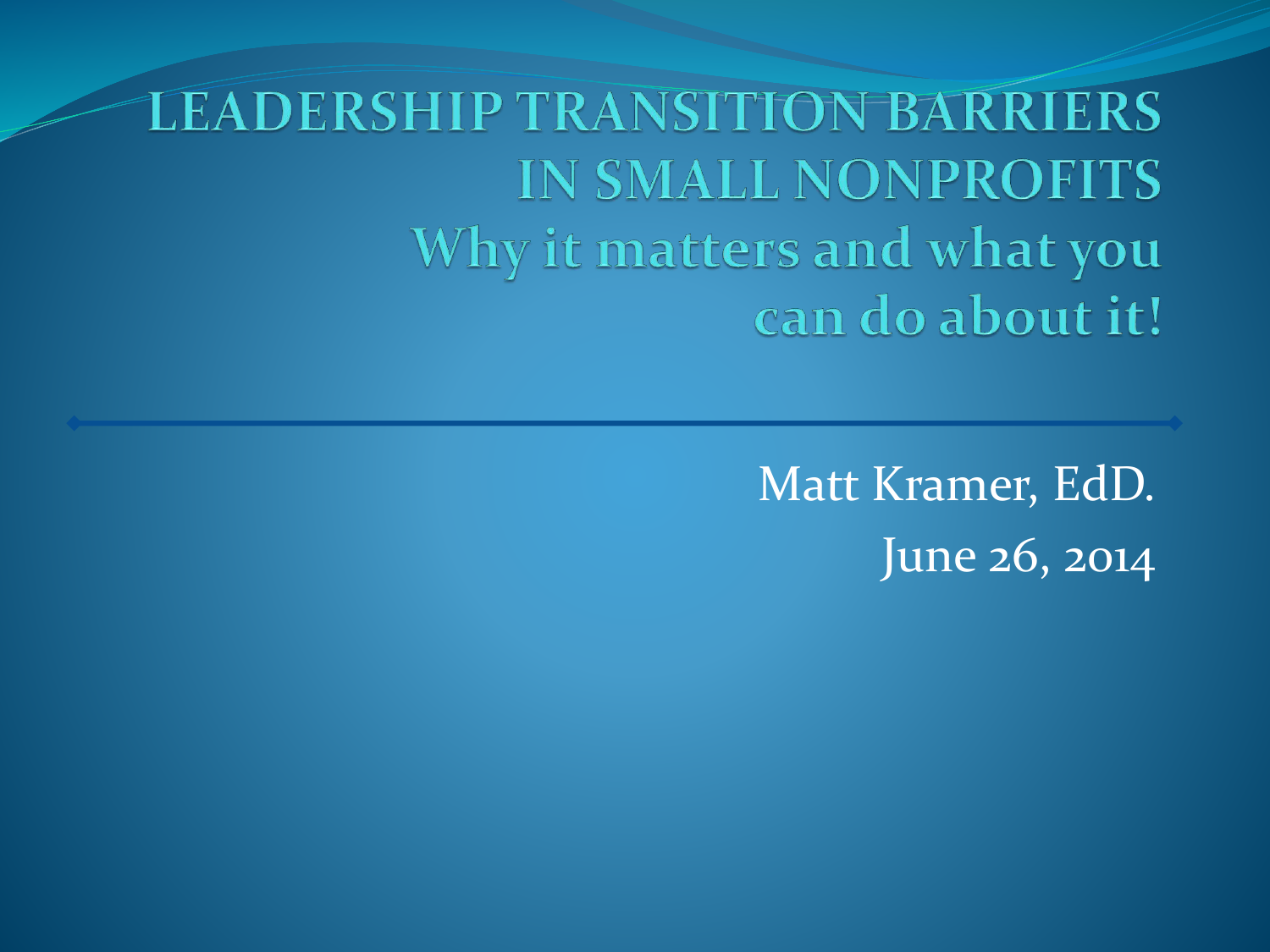# LEADERSHIP TRANSITION BARRIERS IN SMALL NONPROFITS
## Why it matters and what you can do about it!

Matt Kramer, EdD.

June 26, 2014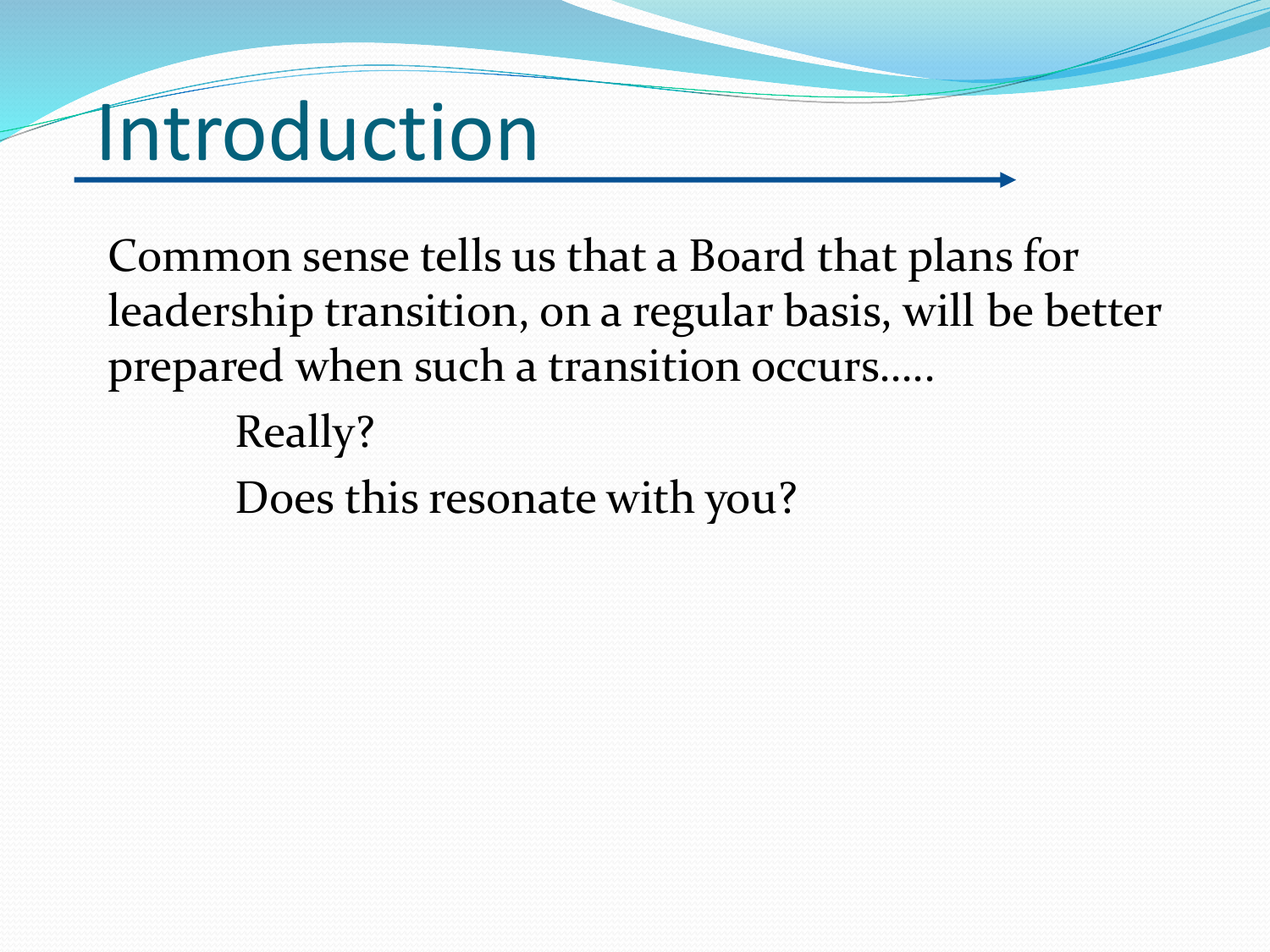# Introduction

Common sense tells us that a Board that plans for leadership transition, on a regular basis, will be better prepared when such a transition occurs…..

Really?

Does this resonate with you?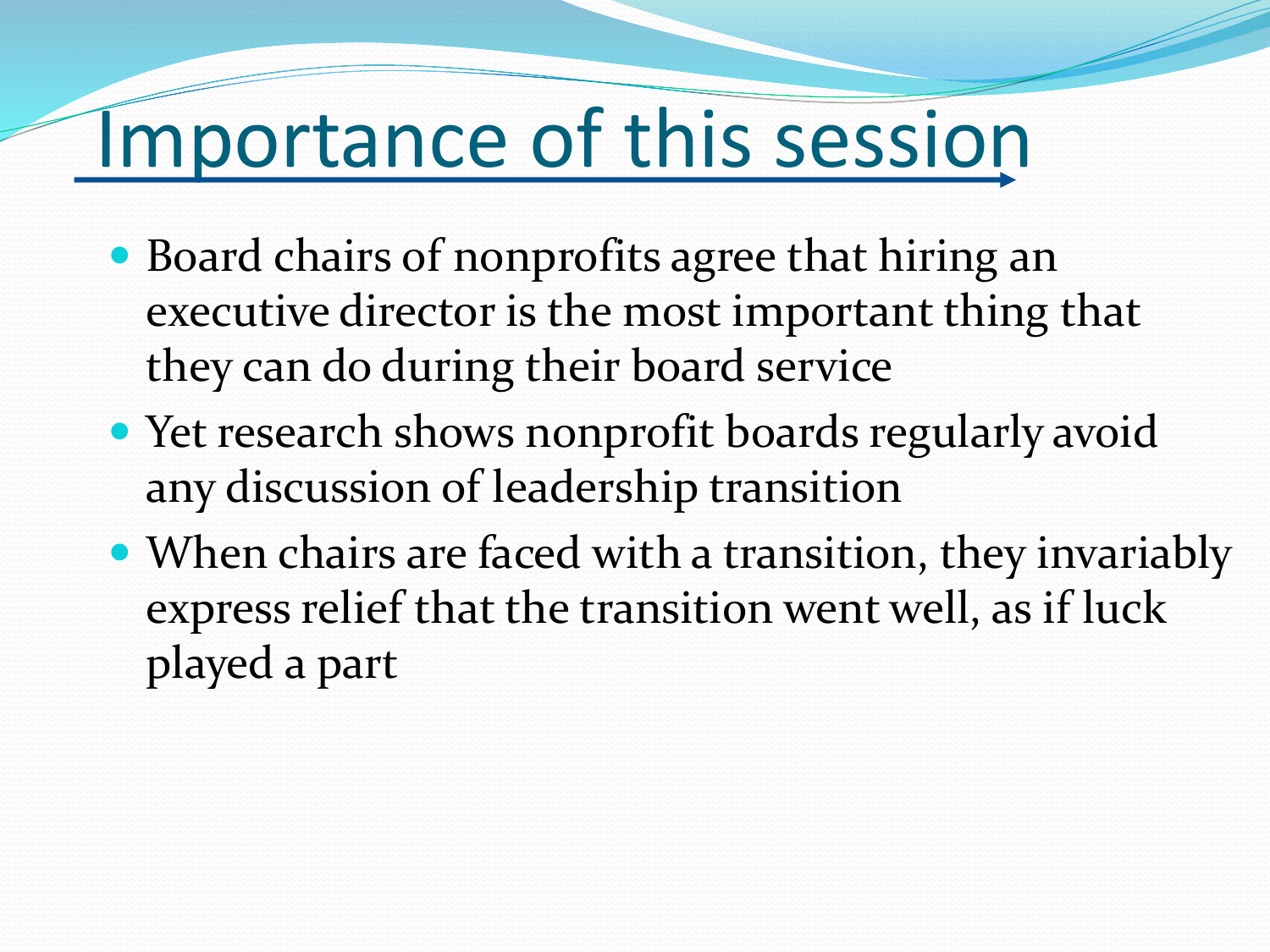# Importance of this session

- Board chairs of nonprofits agree that hiring an executive director is the most important thing that they can do during their board service
- Yet research shows nonprofit boards regularly avoid any discussion of leadership transition
- When chairs are faced with a transition, they invariably express relief that the transition went well, as if luck played a part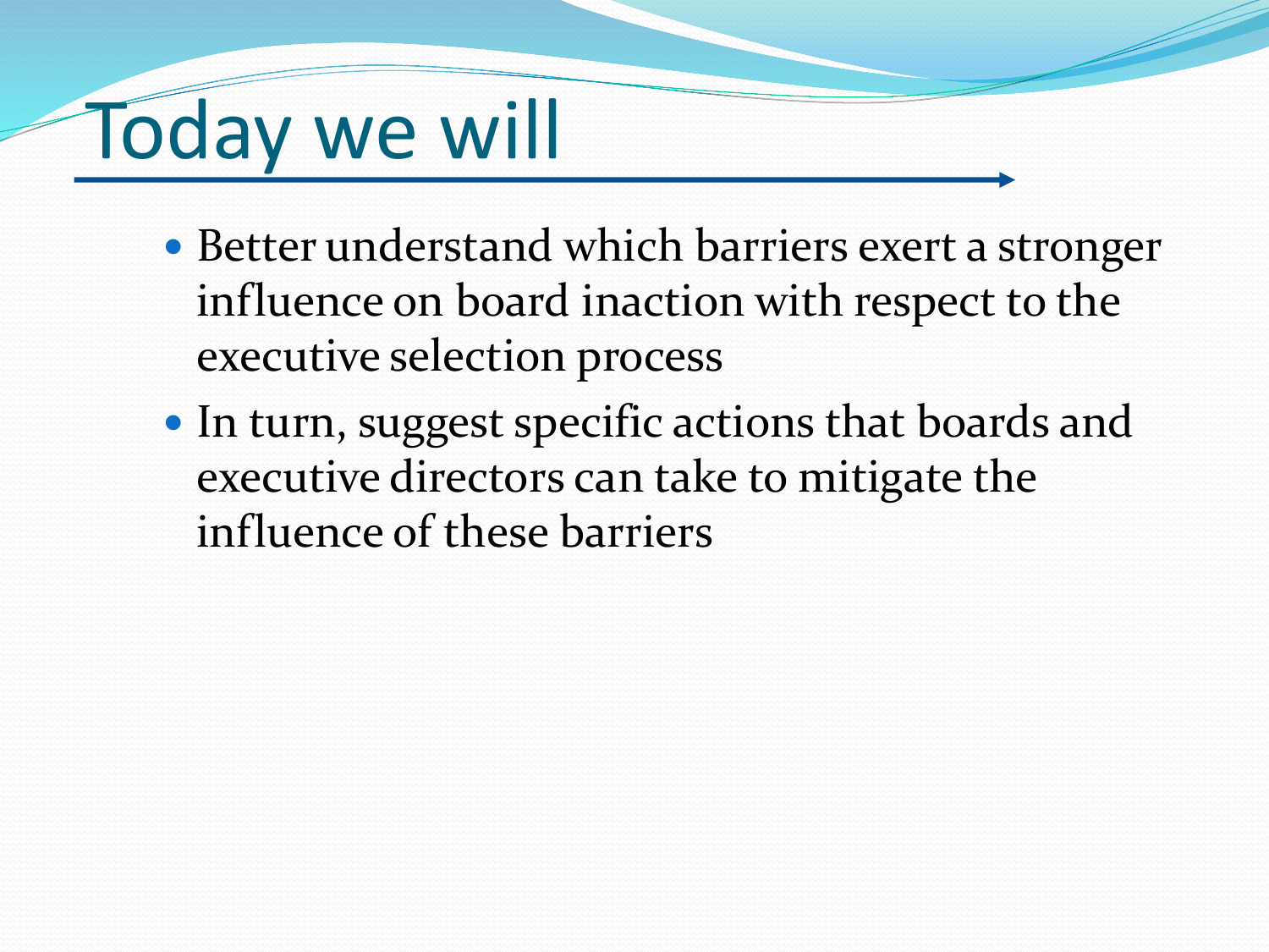# Today we will

- Better understand which barriers exert a stronger influence on board inaction with respect to the executive selection process
- In turn, suggest specific actions that boards and executive directors can take to mitigate the influence of these barriers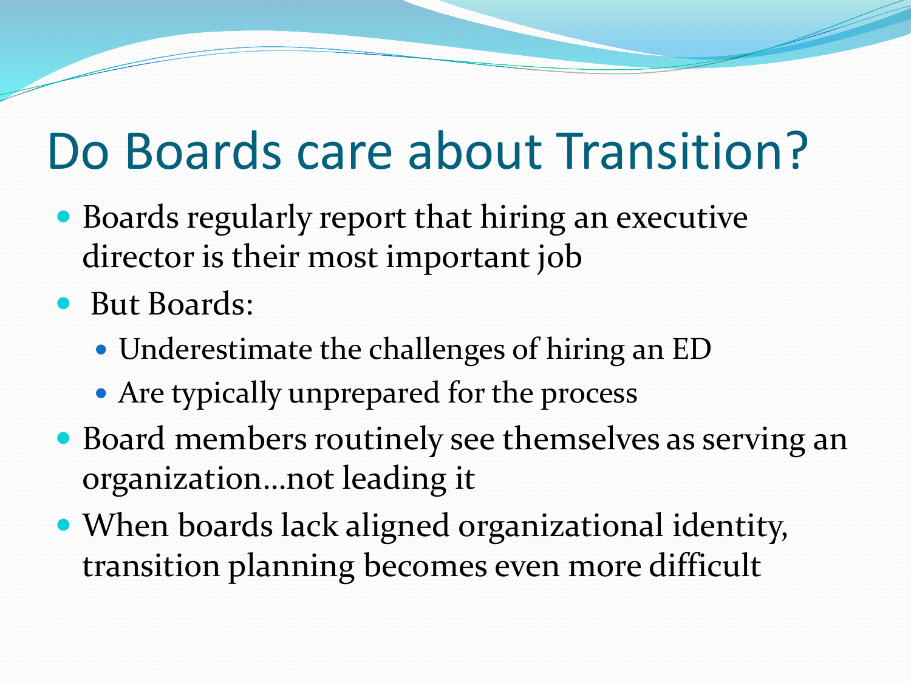# Do Boards care about Transition?

- Boards regularly report that hiring an executive director is their most important job
- But Boards:
  - Underestimate the challenges of hiring an ED
  - Are typically unprepared for the process
- Board members routinely see themselves as serving an organization…not leading it
- When boards lack aligned organizational identity, transition planning becomes even more difficult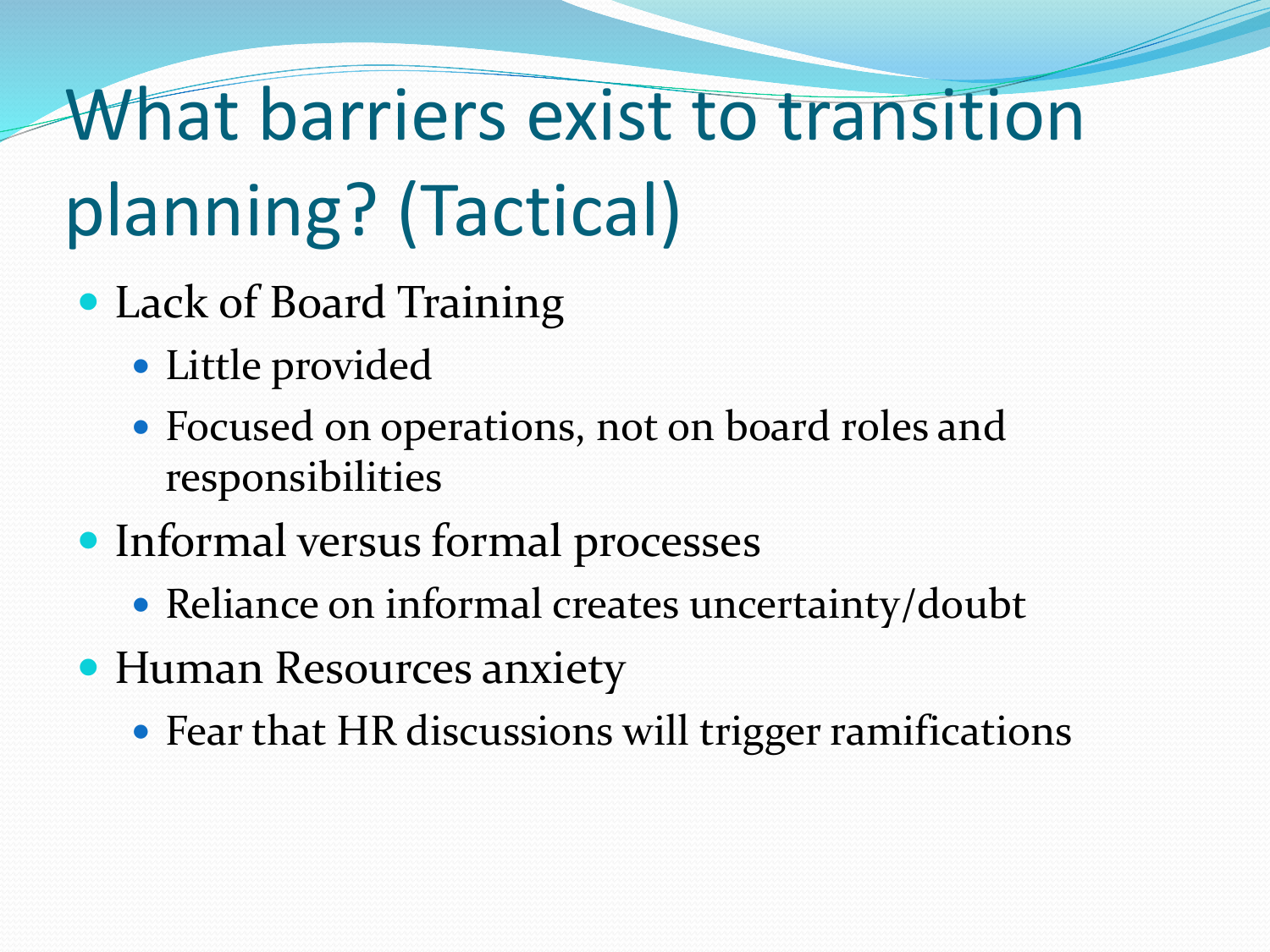# What barriers exist to transition planning? (Tactical)

- Lack of Board Training
  - Little provided
  - Focused on operations, not on board roles and responsibilities
- Informal versus formal processes
  - Reliance on informal creates uncertainty/doubt
- Human Resources anxiety
  - Fear that HR discussions will trigger ramifications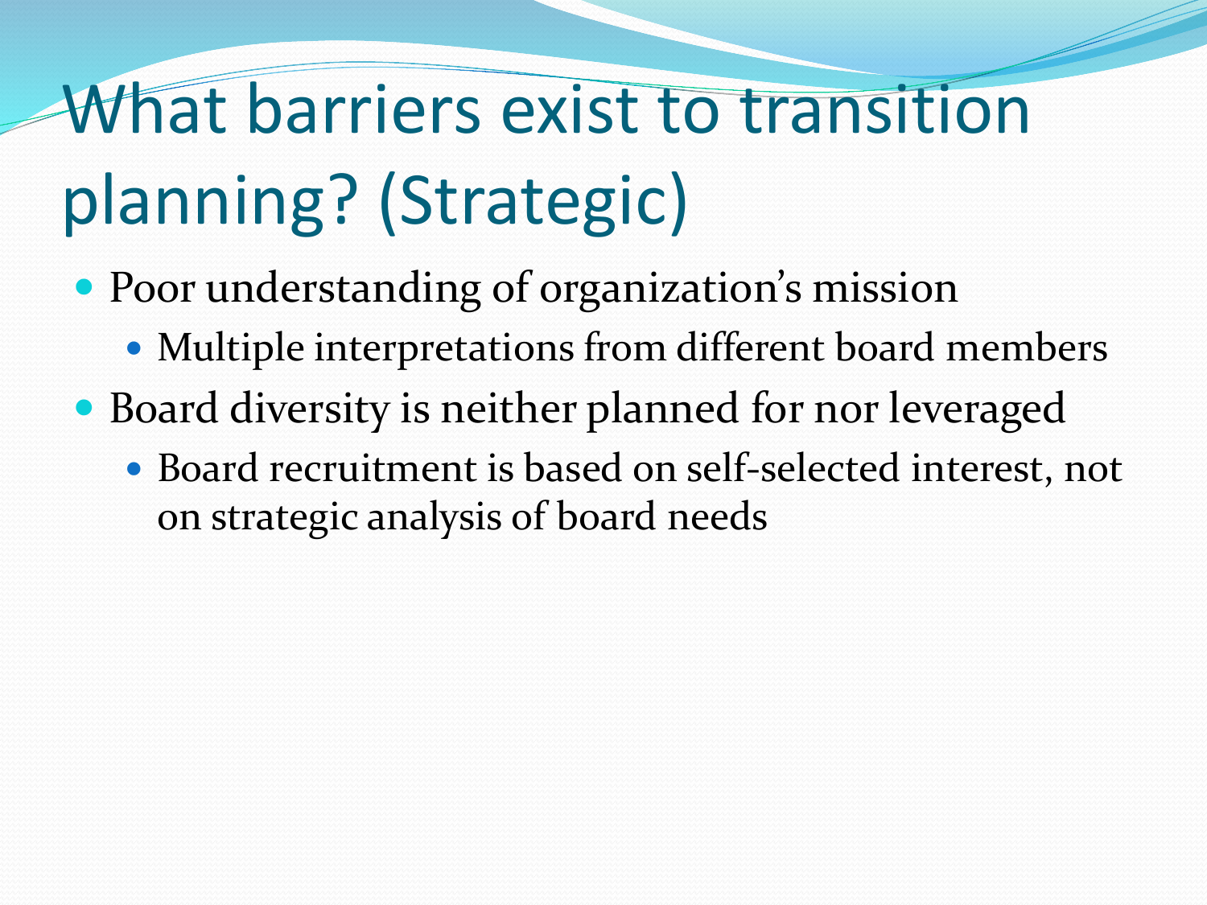# What barriers exist to transition planning? (Strategic)

- Poor understanding of organization's mission
  - Multiple interpretations from different board members
- Board diversity is neither planned for nor leveraged
  - Board recruitment is based on self-selected interest, not on strategic analysis of board needs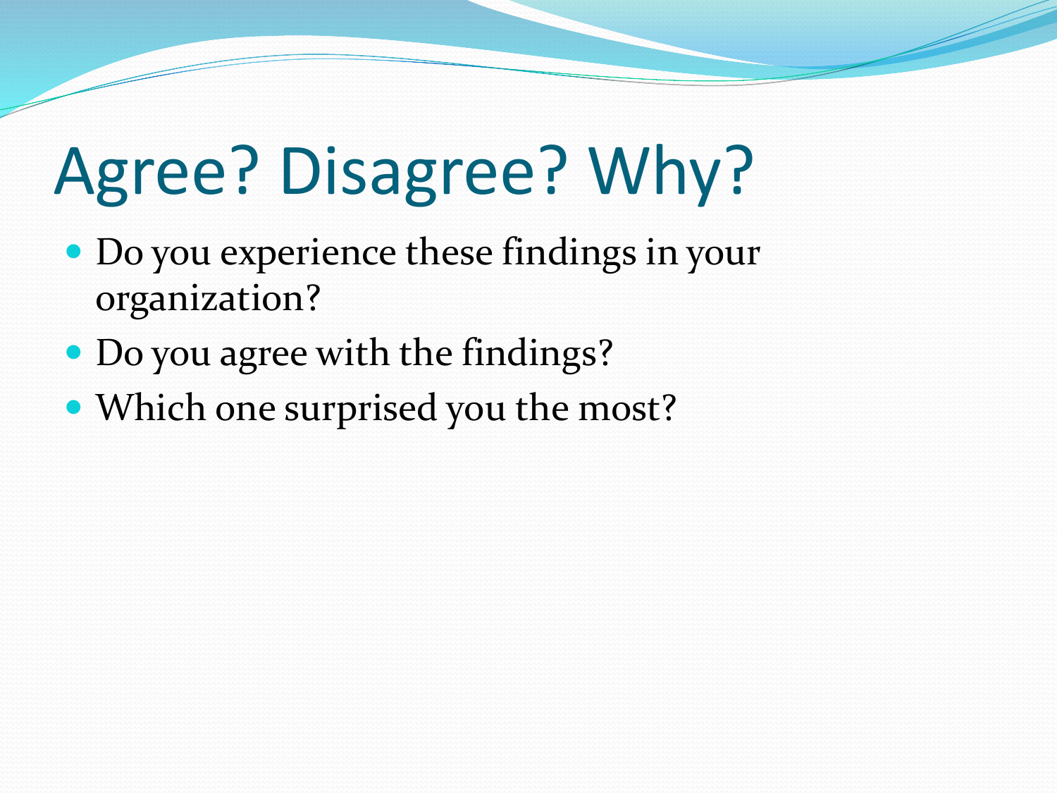# Agree? Disagree? Why?

- Do you experience these findings in your organization?
- Do you agree with the findings?
- Which one surprised you the most?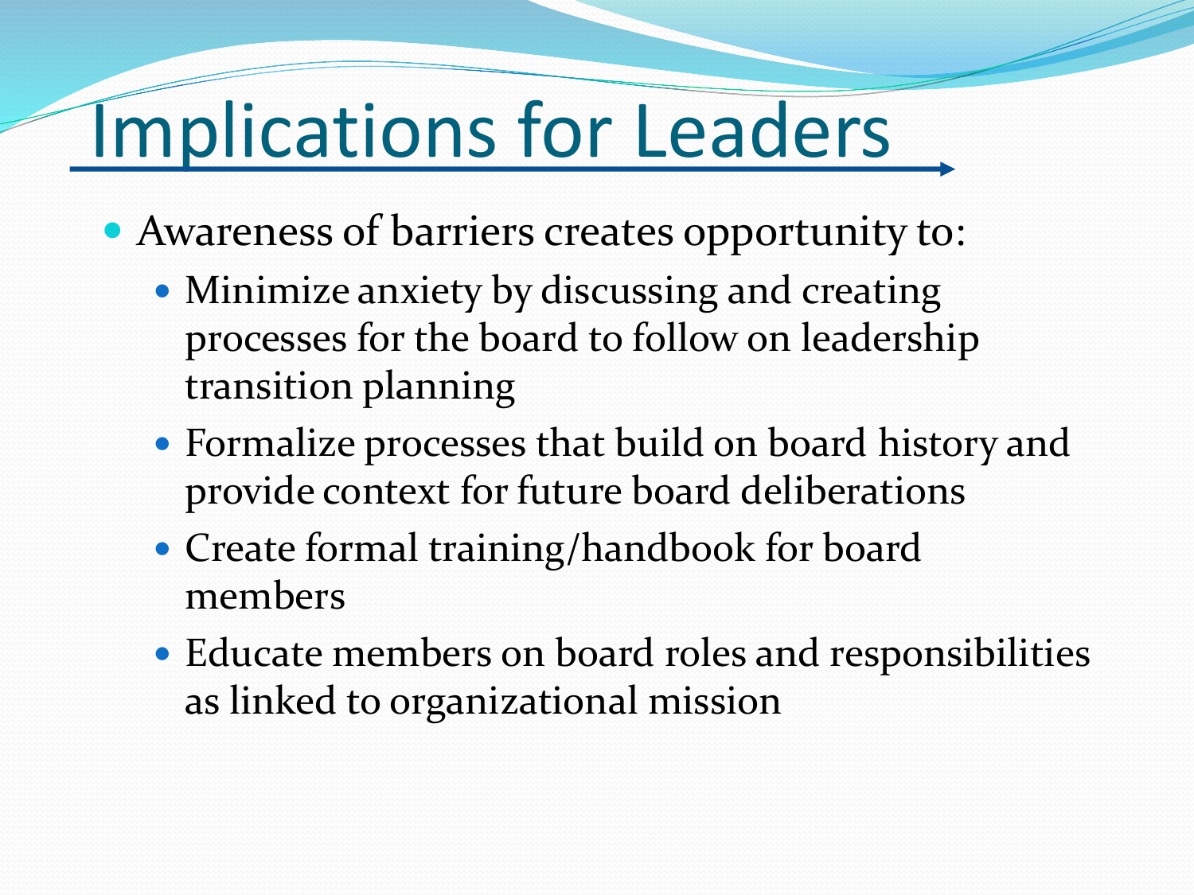# Implications for Leaders

- Awareness of barriers creates opportunity to:
  - Minimize anxiety by discussing and creating processes for the board to follow on leadership transition planning
  - Formalize processes that build on board history and provide context for future board deliberations
  - Create formal training/handbook for board members
  - Educate members on board roles and responsibilities as linked to organizational mission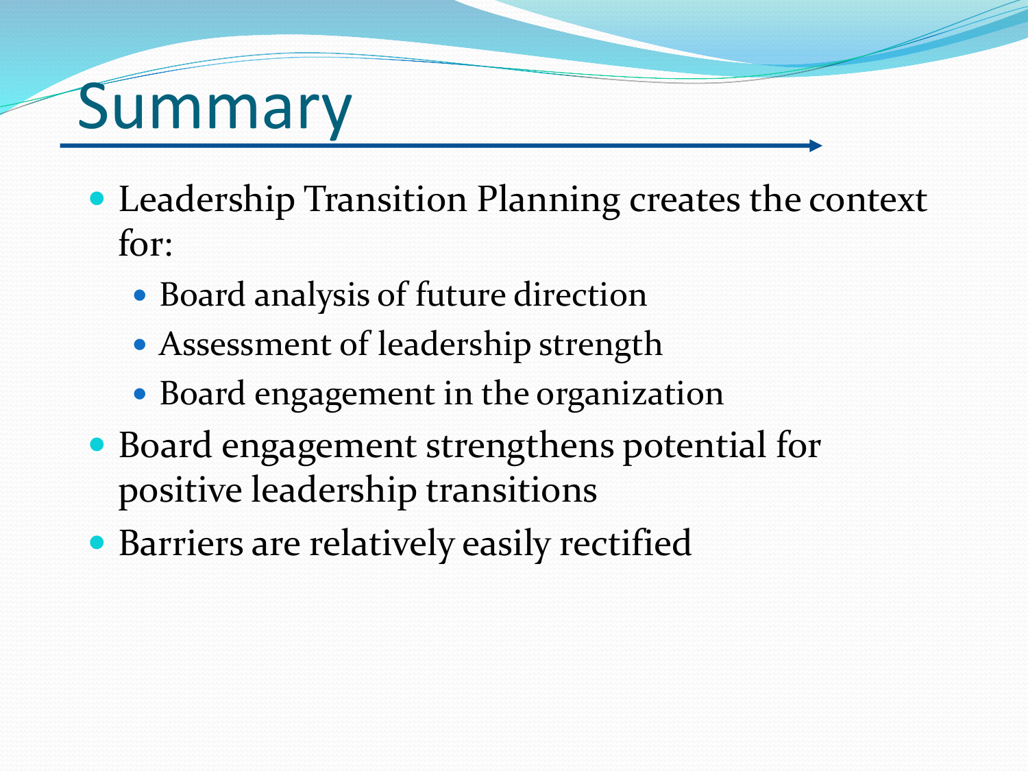# Summary

- Leadership Transition Planning creates the context for:
  - Board analysis of future direction
  - Assessment of leadership strength
  - Board engagement in the organization
- Board engagement strengthens potential for positive leadership transitions
- Barriers are relatively easily rectified